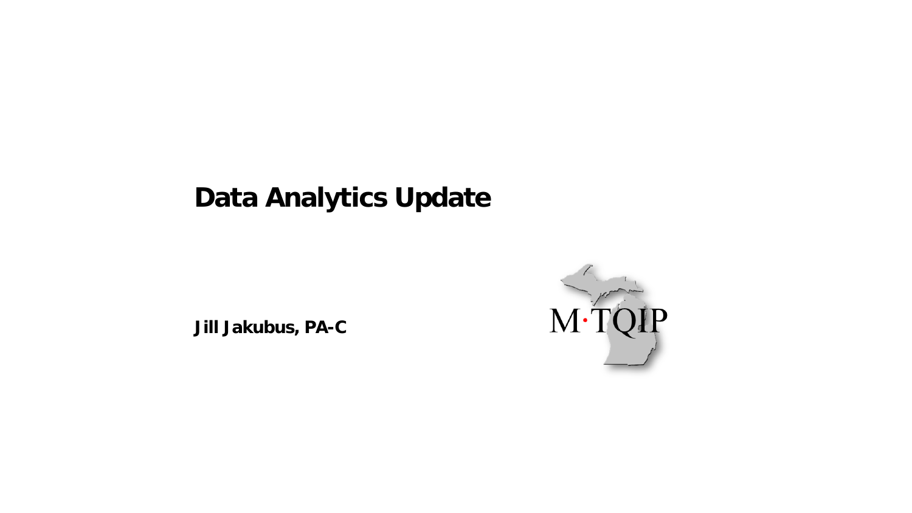# Data Analytics Update

**Jill Jakubus, PA-C**

M·TQIP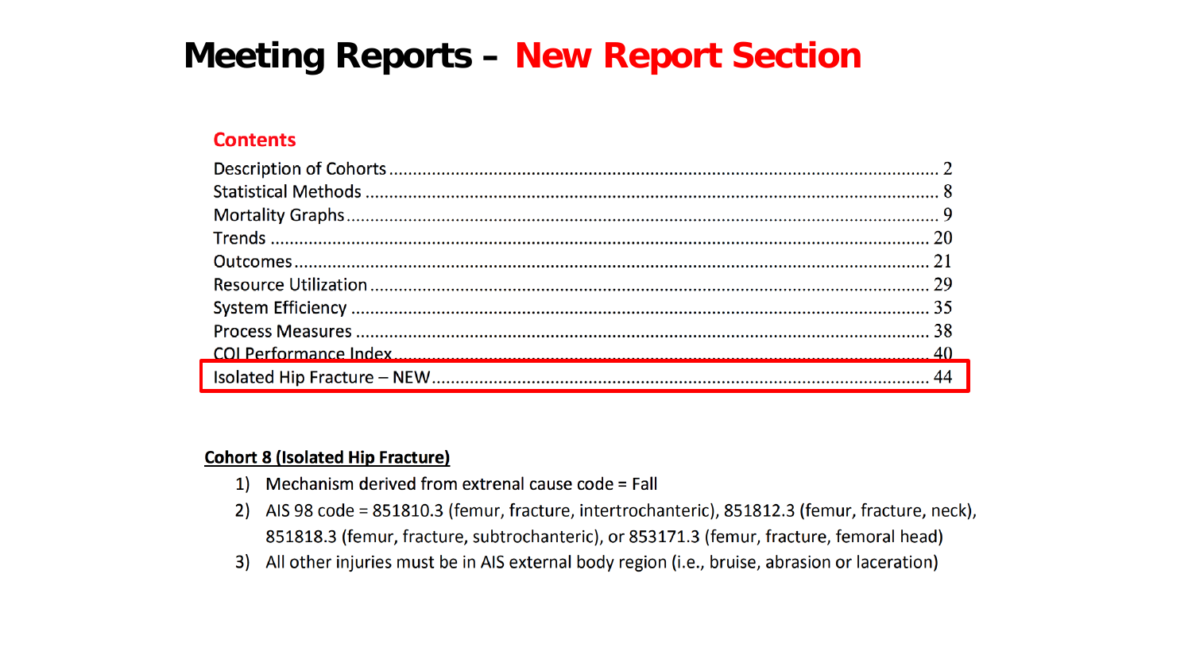# Meeting Reports – New Report Section

## Contents

| Section | Page |
|---|---|
| Description of Cohorts | 2 |
| Statistical Methods | 8 |
| Mortality Graphs | 9 |
| Trends | 20 |
| Outcomes | 21 |
| Resource Utilization | 29 |
| System Efficiency | 35 |
| Process Measures | 38 |
| CQI Performance Index | 40 |
| Isolated Hip Fracture – NEW | 44 |

**Cohort 8 (Isolated Hip Fracture)**

1) Mechanism derived from extrenal cause code = Fall
2) AIS 98 code = 851810.3 (femur, fracture, intertrochanteric), 851812.3 (femur, fracture, neck), 851818.3 (femur, fracture, subtrochanteric), or 853171.3 (femur, fracture, femoral head)
3) All other injuries must be in AIS external body region (i.e., bruise, abrasion or laceration)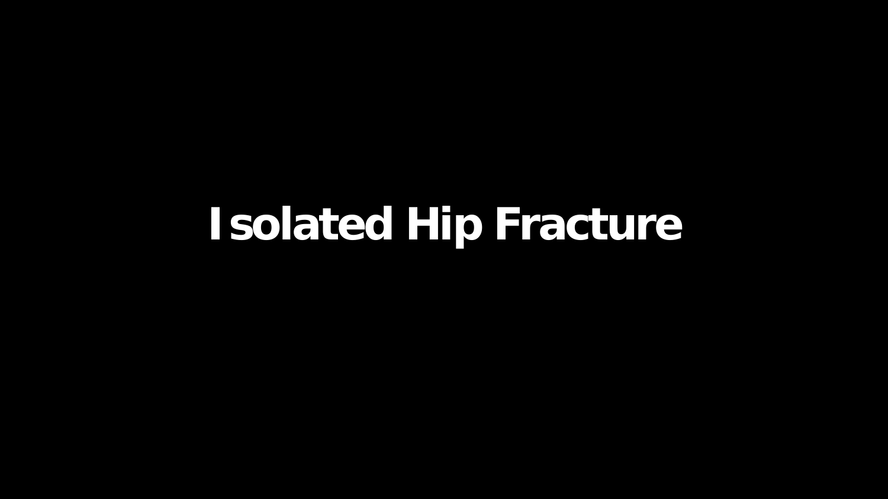# Isolated Hip Fracture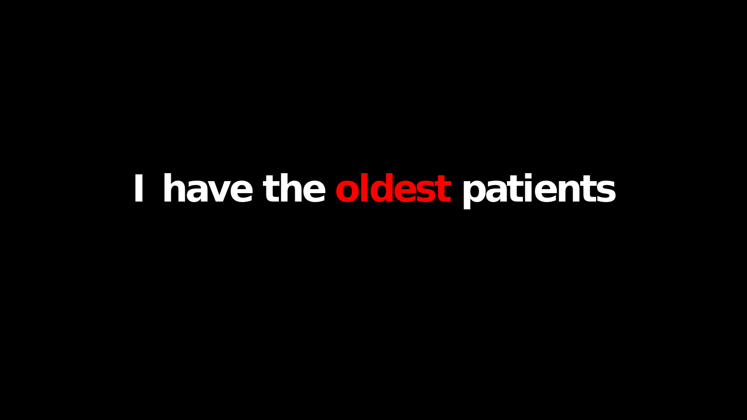**I have the oldest patients**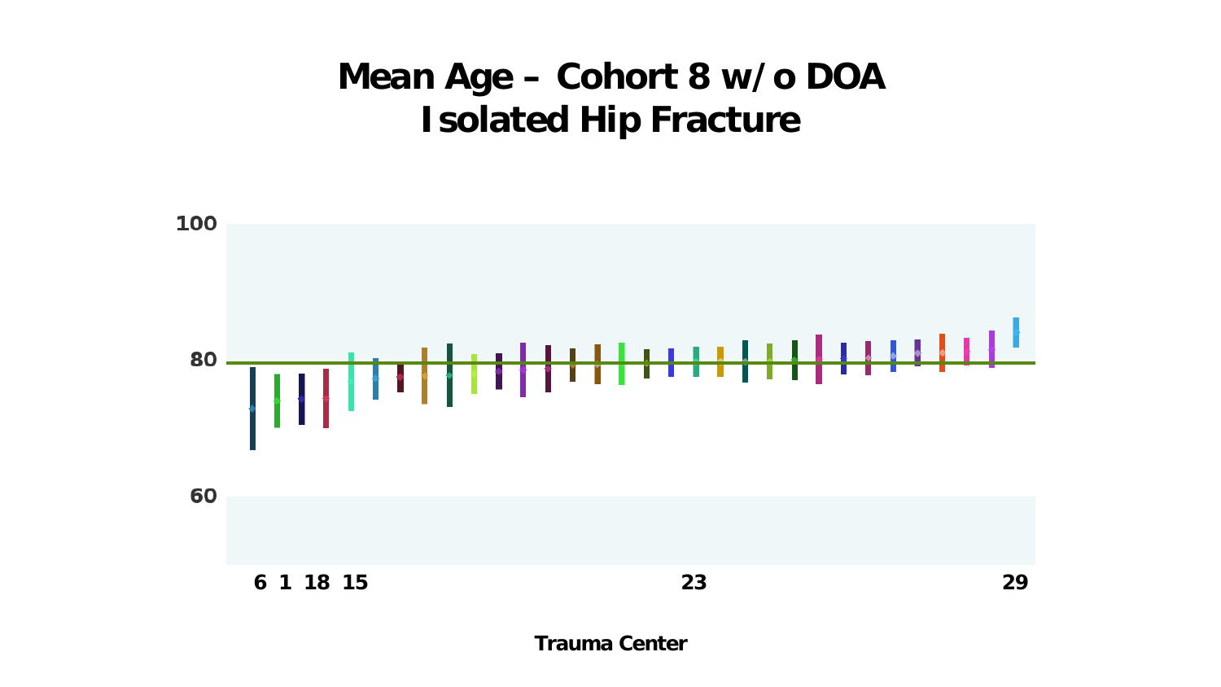# Mean Age – Cohort 8 w/o DOA
# Isolated Hip Fracture

100

80

60

6 1 18 15 23 29

Trauma Center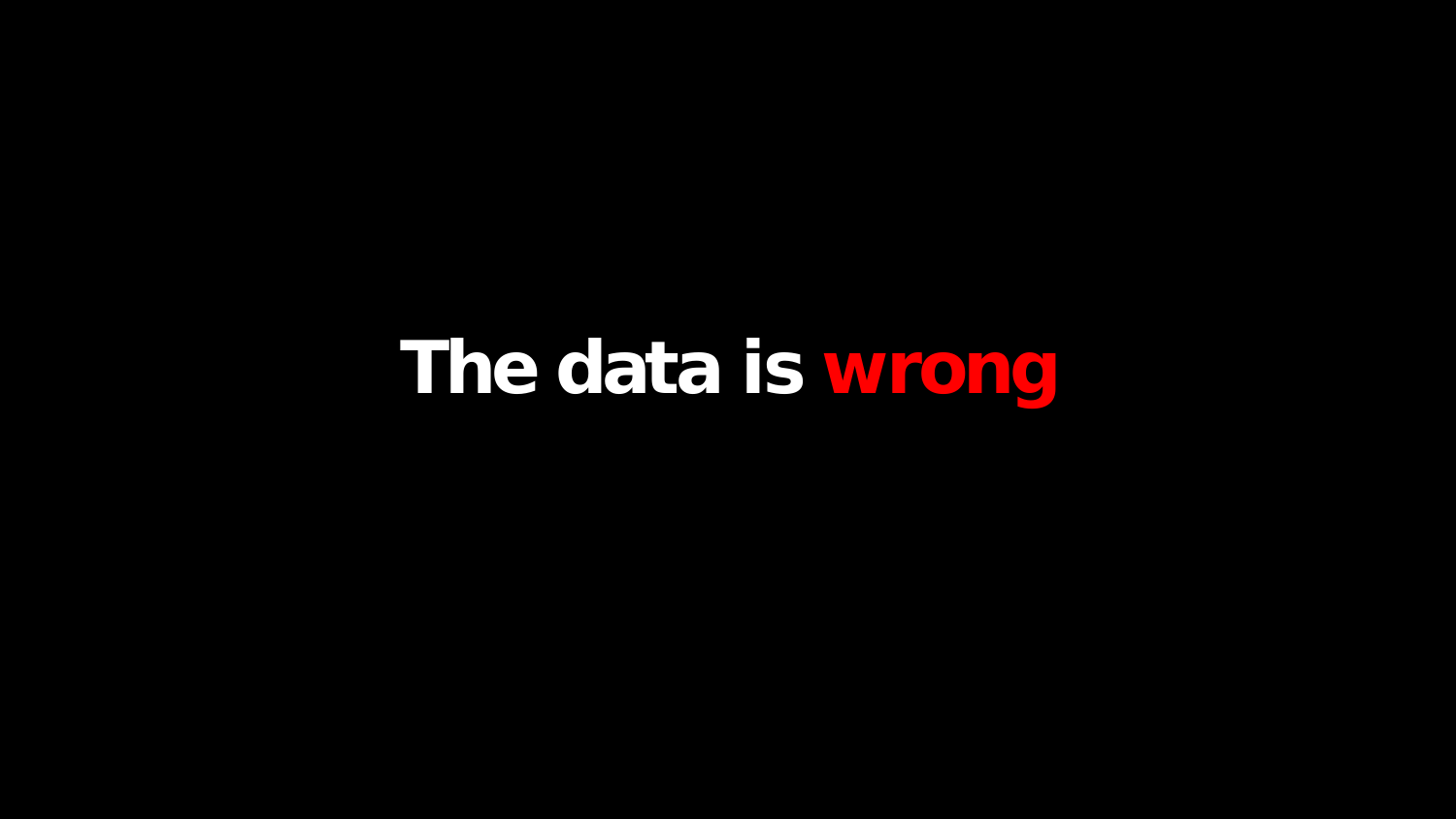# The data is **wrong**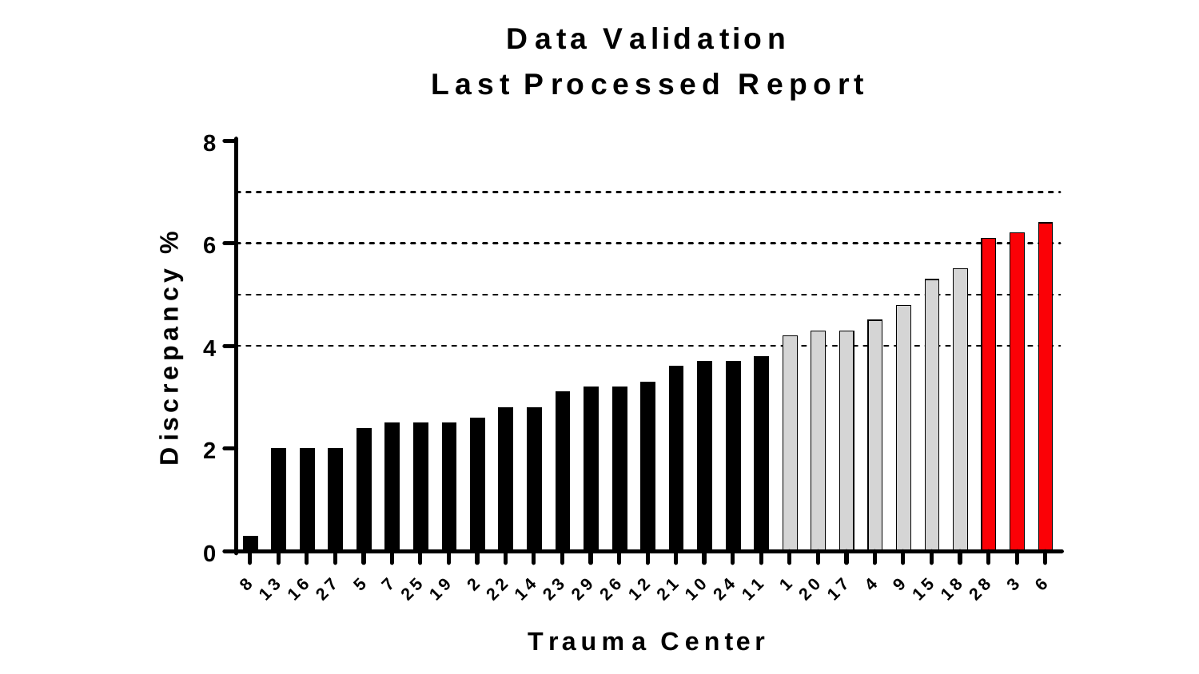# Data Validation
## Last Processed Report

| Trauma Center | Discrepancy % |
|---|---|
| 8 | 0.3 |
| 13 | 2.0 |
| 16 | 2.0 |
| 27 | 2.0 |
| 5 | 2.4 |
| 7 | 2.5 |
| 25 | 2.5 |
| 19 | 2.5 |
| 2 | 2.6 |
| 22 | 2.8 |
| 14 | 2.8 |
| 23 | 3.1 |
| 29 | 3.2 |
| 26 | 3.2 |
| 12 | 3.3 |
| 21 | 3.6 |
| 10 | 3.7 |
| 24 | 3.7 |
| 11 | 3.8 |
| 1 | 4.2 |
| 20 | 4.3 |
| 17 | 4.3 |
| 4 | 4.5 |
| 9 | 4.8 |
| 15 | 5.3 |
| 18 | 5.5 |
| 28 | 6.1 |
| 3 | 6.2 |
| 6 | 6.4 |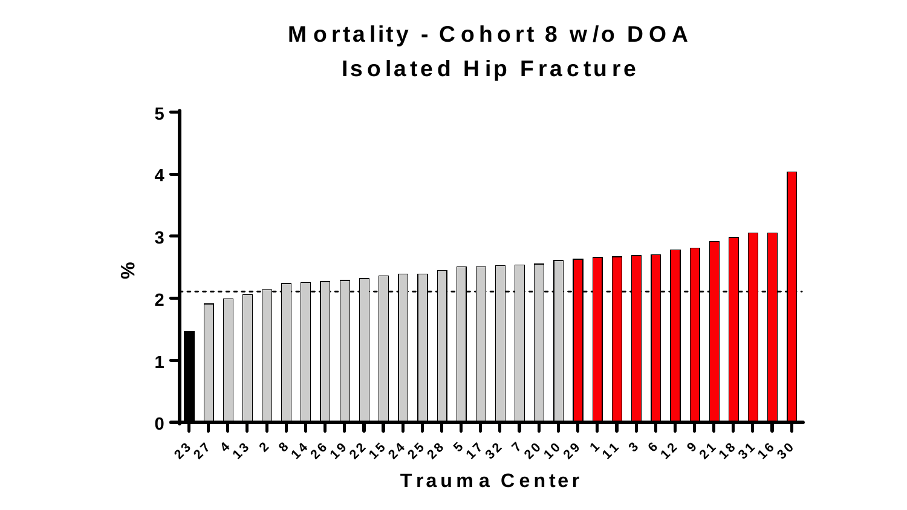# Mortality - Cohort 8 w/o DOA

## Isolated Hip Fracture

%

Trauma Center

23, 27, 4, 13, 2, 8, 14, 26, 19, 22, 15, 24, 25, 28, 5, 17, 32, 7, 20, 10, 29, 1, 11, 3, 6, 12, 9, 21, 18, 31, 16, 30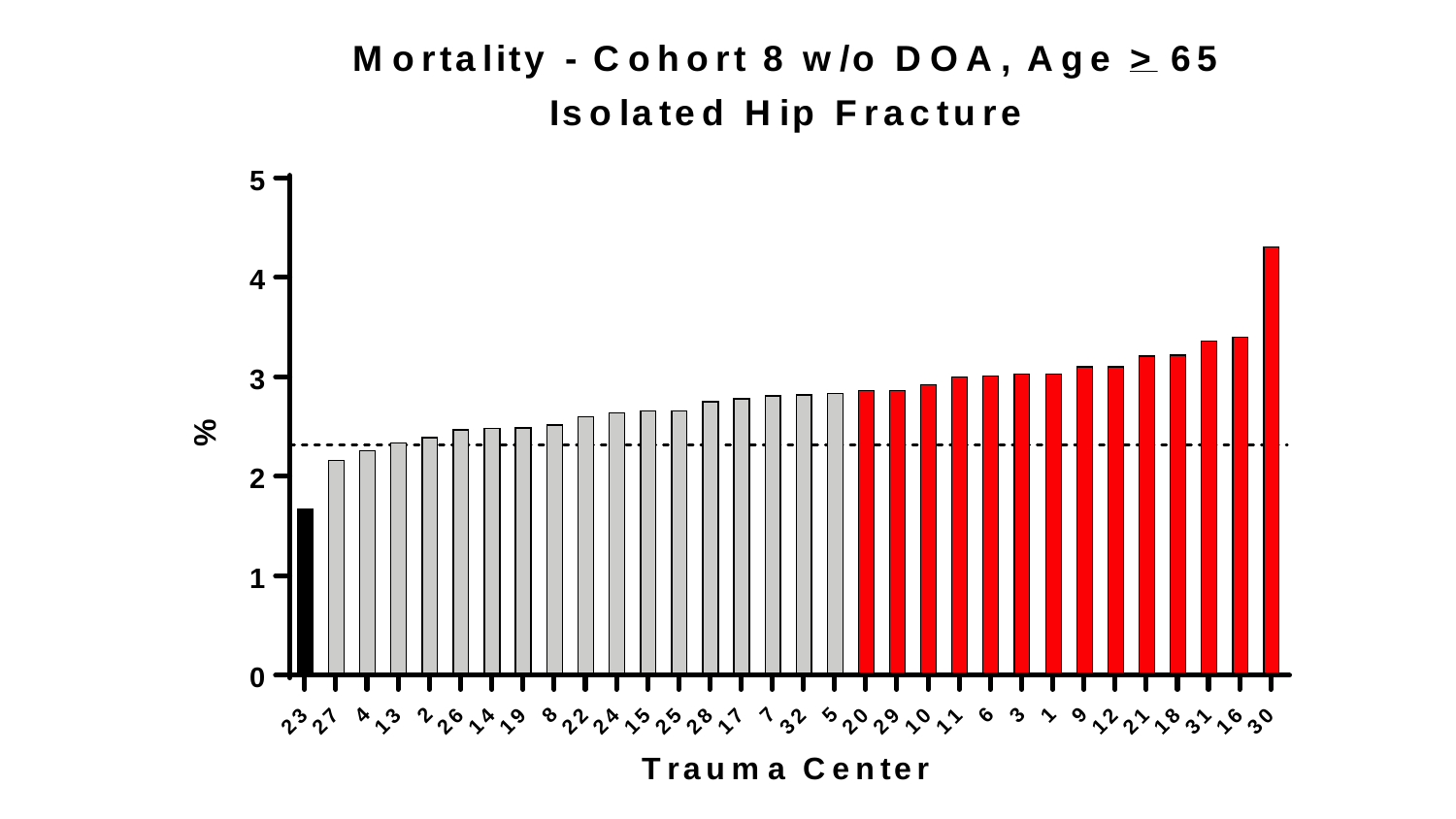# Mortality - Cohort 8 w/o DOA, Age ≥ 65

## Isolated Hip Fracture

%

5
4
3
2
1
0

23 27 4 13 2 26 14 19 8 22 24 15 25 28 17 7 32 5 20 29 10 11 6 3 1 9 12 21 18 31 16 30

**Trauma Center**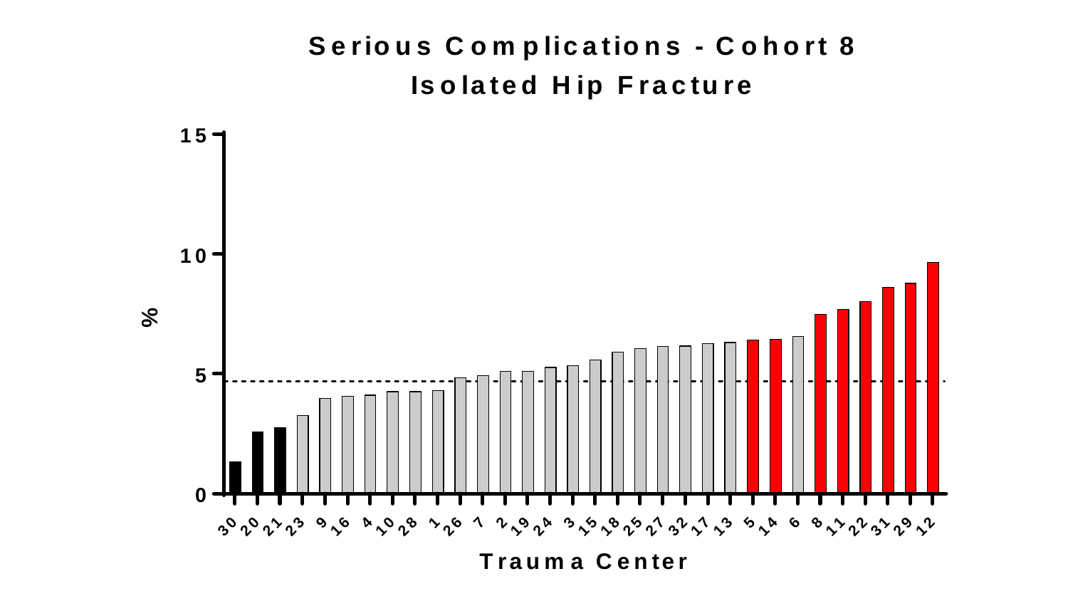# Serious Complications - Cohort 8
## Isolated Hip Fracture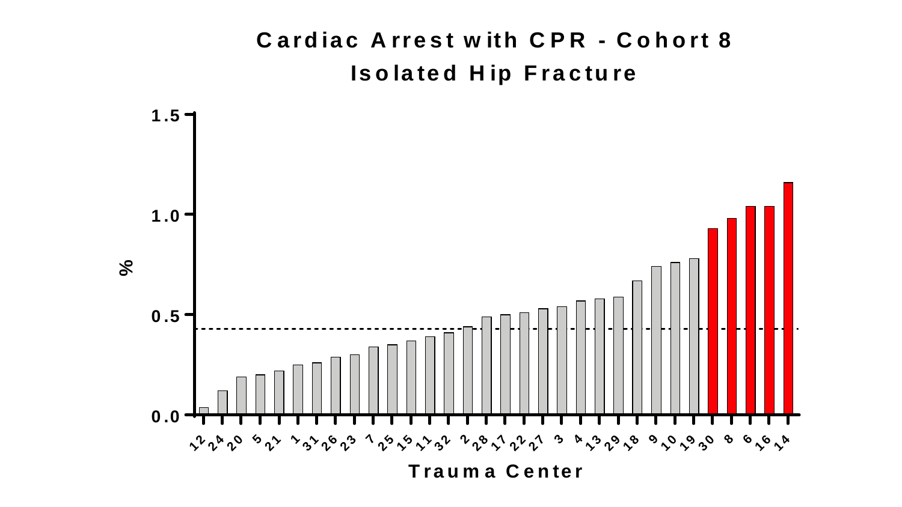# Cardiac Arrest with CPR - Cohort 8

## Isolated Hip Fracture

%

1.5
1.0
0.5
0.0

12 24 20 5 21 1 31 26 23 7 25 15 11 32 2 28 17 22 27 3 4 13 29 18 9 10 19 30 8 6 16 14

Trauma Center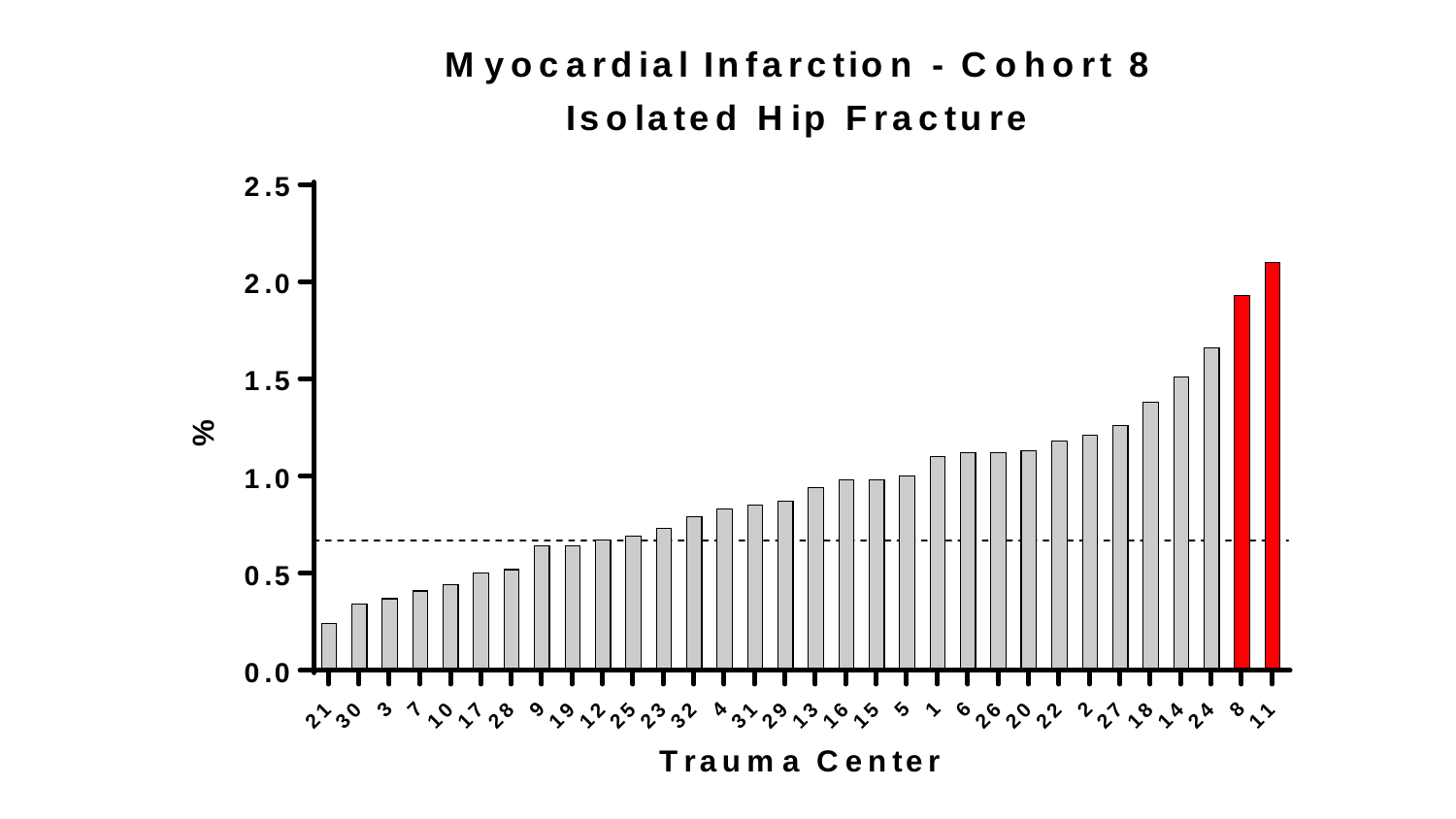# Myocardial Infarction - Cohort 8

## Isolated Hip Fracture

%

2.5
2.0
1.5
1.0
0.5
0.0

21 30 3 7 10 17 28 9 19 12 25 23 32 4 31 29 13 16 15 5 1 6 26 20 22 2 27 18 14 24 8 11

Trauma Center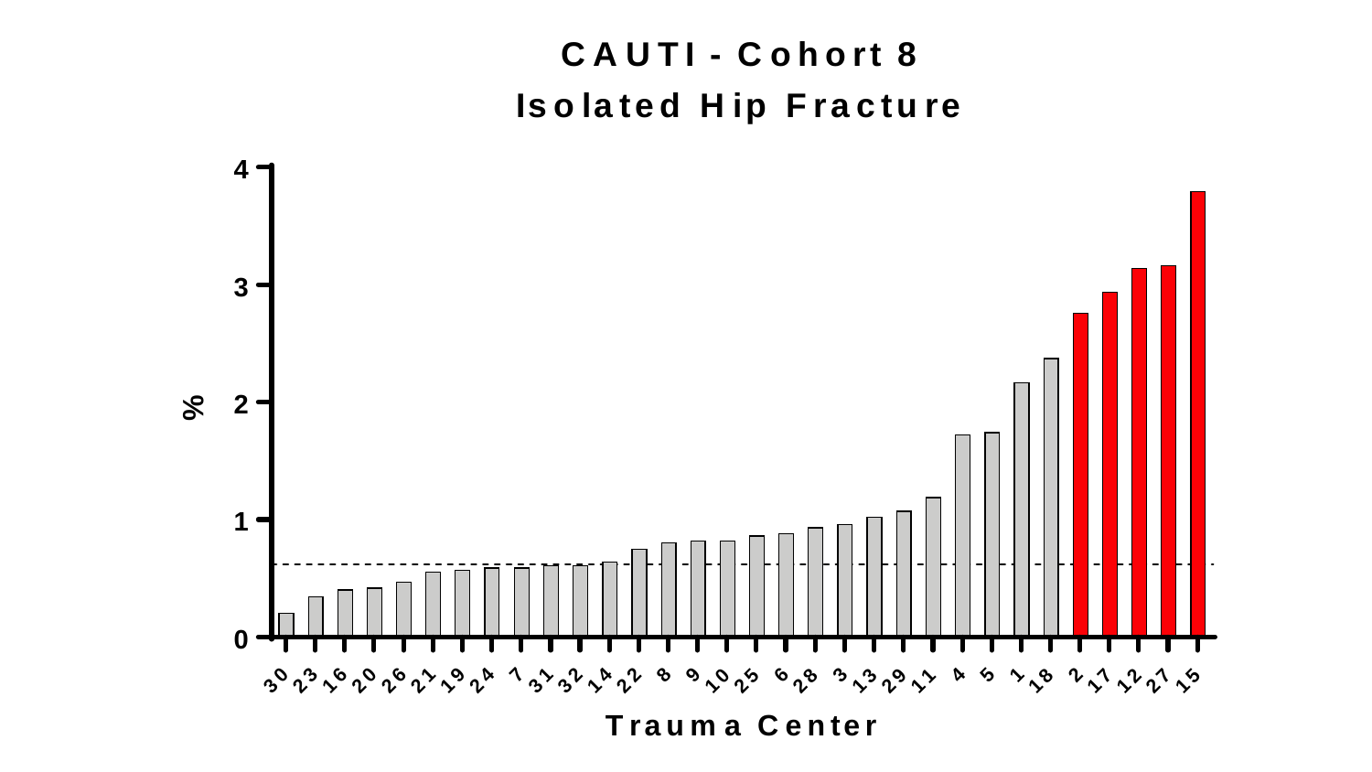# CAUTI - Cohort 8
## Isolated Hip Fracture

| Trauma Center | % |
|---|---|
| 30 | 0.2 |
| 23 | 0.34 |
| 16 | 0.4 |
| 20 | 0.42 |
| 26 | 0.47 |
| 21 | 0.55 |
| 19 | 0.57 |
| 24 | 0.59 |
| 7 | 0.59 |
| 31 | 0.61 |
| 32 | 0.61 |
| 14 | 0.64 |
| 22 | 0.75 |
| 8 | 0.8 |
| 9 | 0.82 |
| 10 | 0.82 |
| 25 | 0.86 |
| 6 | 0.88 |
| 28 | 0.93 |
| 3 | 0.96 |
| 13 | 1.02 |
| 29 | 1.07 |
| 11 | 1.19 |
| 4 | 1.72 |
| 5 | 1.74 |
| 1 | 2.17 |
| 18 | 2.37 |
| 2 | 2.76 |
| 17 | 2.94 |
| 12 | 3.14 |
| 27 | 3.16 |
| 15 | 3.8 |

Trauma Center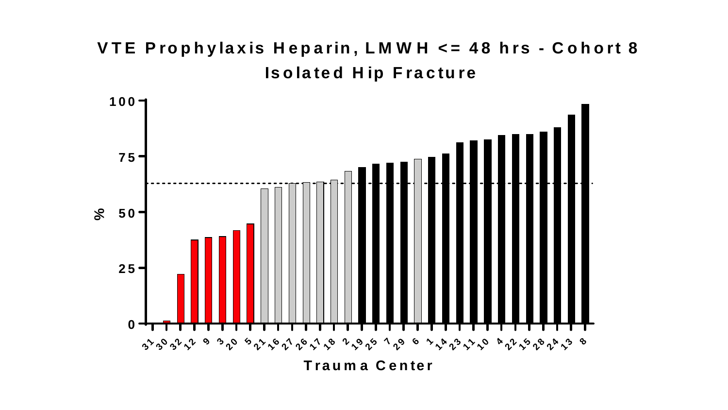# VTE Prophylaxis Heparin, LMWH <= 48 hrs - Cohort 8

## Isolated Hip Fracture

%

100

75

50

25

0

31 30 32 12 9 3 20 5 21 16 27 26 17 18 2 19 25 7 29 6 1 14 23 11 10 4 22 15 28 24 13 8

Trauma Center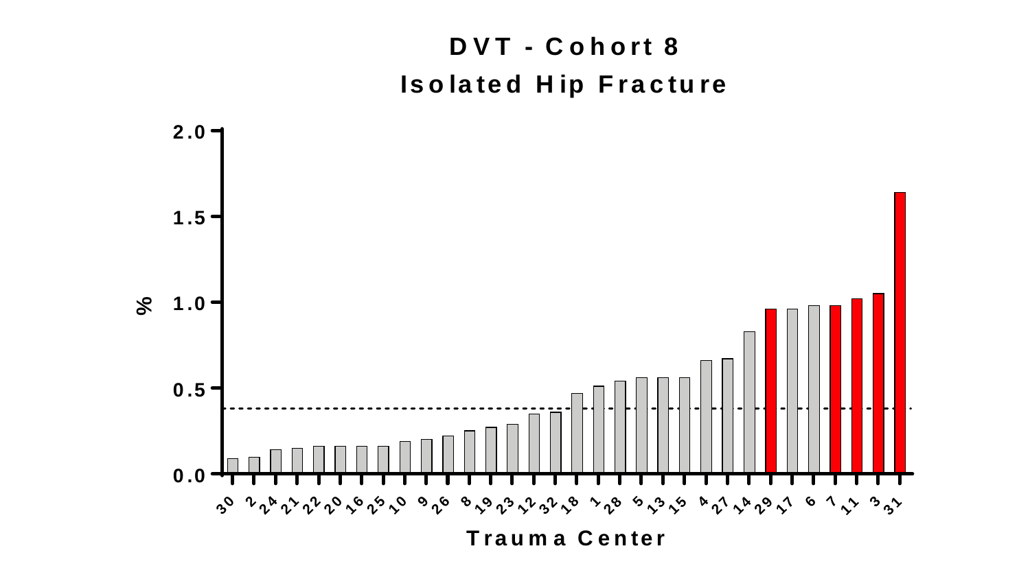DVT - Cohort 8

Isolated Hip Fracture

2.0

1.5

1.0

0.5

0.0

%

30 2 24 21 22 20 16 25 10 9 26 8 19 23 12 32 18 1 28 5 13 15 4 27 14 29 17 6 7 11 3 31

Trauma Center